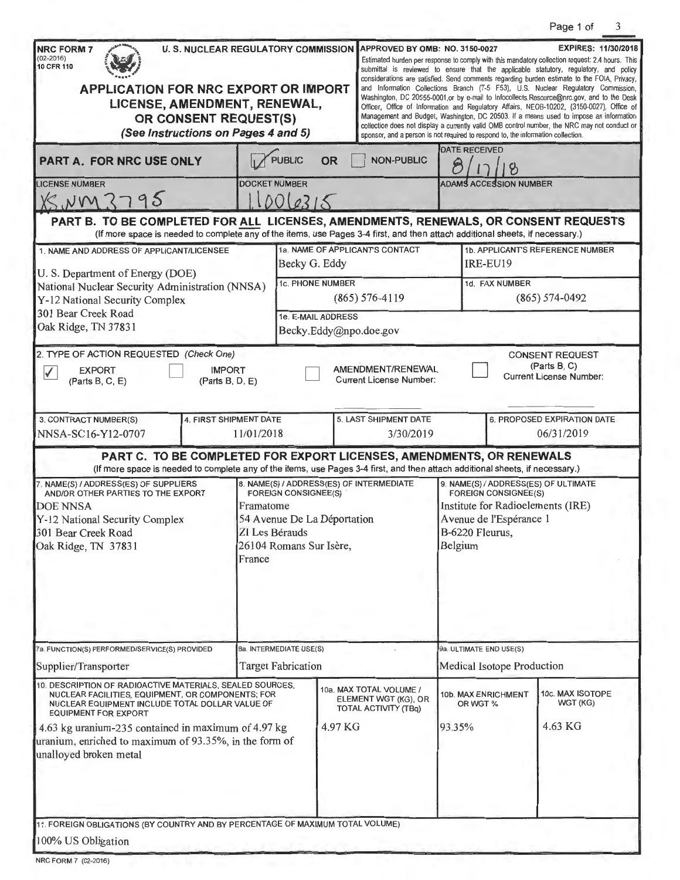**NRC FORM 7**
(02-2016)
10 CFR 110

**U. S. NUCLEAR REGULATORY COMMISSION**

**APPROVED BY OMB: NO. 3150-0027** **EXPIRES: 11/30/2018**

Estimated burden per response to comply with this mandatory collection request: 2.4 hours. This submittal is reviewed to ensure that the applicable statutory, regulatory, and policy considerations are satisfied. Send comments regarding burden estimate to the FOIA, Privacy, and Information Collections Branch (T-5 F53), U.S. Nuclear Regulatory Commission, Washington, DC 20555-0001,or by e-mail to Infocollects.Resource@nrc.gov, and to the Desk Officer, Office of Information and Regulatory Affairs, NEOB-10202, (3150-0027), Office of Management and Budget, Washington, DC 20503. If a means used to impose an information collection does not display a currently valid OMB control number, the NRC may not conduct or sponsor, and a person is not required to respond to, the information collection.

# APPLICATION FOR NRC EXPORT OR IMPORT LICENSE, AMENDMENT, RENEWAL, OR CONSENT REQUEST(S)

*(See Instructions on Pages 4 and 5)*

## PART A. FOR NRC USE ONLY

| | | |
|---|---|---|
| ☑ PUBLIC OR ☐ NON-PUBLIC | | DATE RECEIVED: 8/17/18 |
| LICENSE NUMBER: XSNM3795 | DOCKET NUMBER: 11006315 | ADAMS ACCESSION NUMBER |

## PART B. TO BE COMPLETED FOR ALL LICENSES, AMENDMENTS, RENEWALS, OR CONSENT REQUESTS

(If more space is needed to complete any of the items, use Pages 3-4 first, and then attach additional sheets, if necessary.)

| 1. NAME AND ADDRESS OF APPLICANT/LICENSEE | 1a. NAME OF APPLICANT'S CONTACT | 1b. APPLICANT'S REFERENCE NUMBER |
|---|---|---|
| U. S. Department of Energy (DOE)<br>National Nuclear Security Administration (NNSA)<br>Y-12 National Security Complex<br>301 Bear Creek Road<br>Oak Ridge, TN 37831 | Becky G. Eddy | IRE-EU19 |
| | 1c. PHONE NUMBER: (865) 576-4119 | 1d. FAX NUMBER: (865) 574-0492 |
| | 1e. E-MAIL ADDRESS: Becky.Eddy@npo.doe.gov | |

**2. TYPE OF ACTION REQUESTED** *(Check One)*

☑ EXPORT (Parts B, C, E)  ☐ IMPORT (Parts B, D, E)  ☐ AMENDMENT/RENEWAL Current License Number:  ☐ CONSENT REQUEST (Parts B, C) Current License Number:

| 3. CONTRACT NUMBER(S) | 4. FIRST SHIPMENT DATE | 5. LAST SHIPMENT DATE | 6. PROPOSED EXPIRATION DATE |
|---|---|---|---|
| NNSA-SC16-Y12-0707 | 11/01/2018 | 3/30/2019 | 06/31/2019 |

## PART C. TO BE COMPLETED FOR EXPORT LICENSES, AMENDMENTS, OR RENEWALS

(If more space is needed to complete any of the items, use Pages 3-4 first, and then attach additional sheets, if necessary.)

| 7. NAME(S) / ADDRESS(ES) OF SUPPLIERS AND/OR OTHER PARTIES TO THE EXPORT | 8. NAME(S) / ADDRESS(ES) OF INTERMEDIATE FOREIGN CONSIGNEE(S) | 9. NAME(S) / ADDRESS(ES) OF ULTIMATE FOREIGN CONSIGNEE(S) |
|---|---|---|
| DOE NNSA<br>Y-12 National Security Complex<br>301 Bear Creek Road<br>Oak Ridge, TN 37831 | Framatome<br>54 Avenue De La Déportation<br>ZI Les Bérauds<br>26104 Romans Sur Isère,<br>France | Institute for Radioelements (IRE)<br>Avenue de l'Espérance 1<br>B-6220 Fleurus,<br>Belgium |
| 7a. FUNCTION(S) PERFORMED/SERVICE(S) PROVIDED | 8a. INTERMEDIATE USE(S) | 9a. ULTIMATE END USE(S) |
| Supplier/Transporter | Target Fabrication | Medical Isotope Production |

| 10. DESCRIPTION OF RADIOACTIVE MATERIALS, SEALED SOURCES, NUCLEAR FACILITIES, EQUIPMENT, OR COMPONENTS; FOR NUCLEAR EQUIPMENT INCLUDE TOTAL DOLLAR VALUE OF EQUIPMENT FOR EXPORT | 10a. MAX TOTAL VOLUME / ELEMENT WGT (KG), OR TOTAL ACTIVITY (TBq) | 10b. MAX ENRICHMENT OR WGT % | 10c. MAX ISOTOPE WGT (KG) |
|---|---|---|---|
| 4.63 kg uranium-235 contained in maximum of 4.97 kg uranium, enriched to maximum of 93.35%, in the form of unalloyed broken metal | 4.97 KG | 93.35% | 4.63 KG |

**11. FOREIGN OBLIGATIONS (BY COUNTRY AND BY PERCENTAGE OF MAXIMUM TOTAL VOLUME)**

100% US Obligation

NRC FORM 7 (02-2016)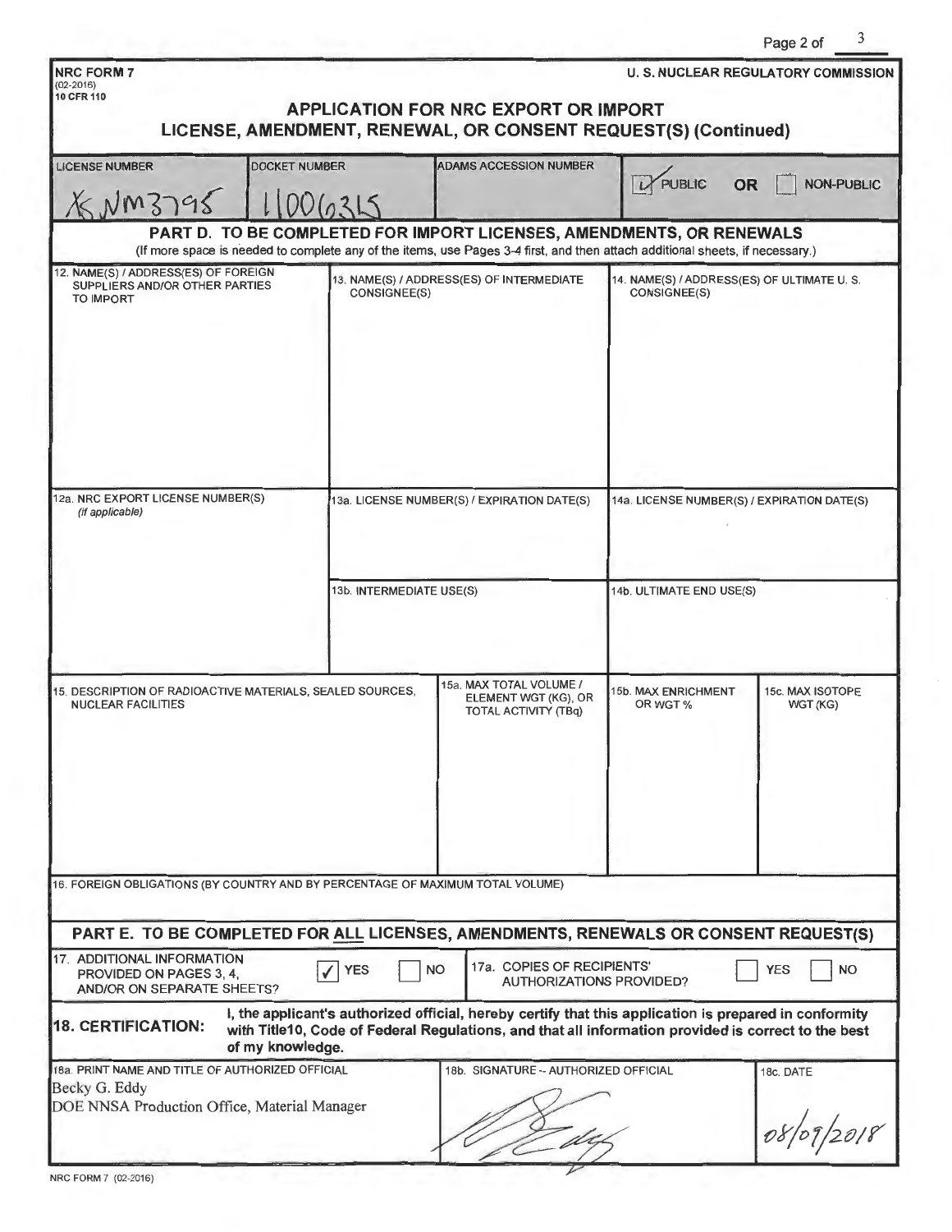**NRC FORM 7**
(02-2016)
**10 CFR 110**

**U. S. NUCLEAR REGULATORY COMMISSION**

## APPLICATION FOR NRC EXPORT OR IMPORT LICENSE, AMENDMENT, RENEWAL, OR CONSENT REQUEST(S) (Continued)

| LICENSE NUMBER | DOCKET NUMBER | ADAMS ACCESSION NUMBER | |
|---|---|---|---|
| XSNM3795 | 11006315 | | ☑ PUBLIC OR ☐ NON-PUBLIC |

### PART D. TO BE COMPLETED FOR IMPORT LICENSES, AMENDMENTS, OR RENEWALS

(If more space is needed to complete any of the items, use Pages 3-4 first, and then attach additional sheets, if necessary.)

| 12. NAME(S) / ADDRESS(ES) OF FOREIGN SUPPLIERS AND/OR OTHER PARTIES TO IMPORT | 13. NAME(S) / ADDRESS(ES) OF INTERMEDIATE CONSIGNEE(S) | 14. NAME(S) / ADDRESS(ES) OF ULTIMATE U. S. CONSIGNEE(S) |
|---|---|---|
| | | |
| 12a. NRC EXPORT LICENSE NUMBER(S) *(if applicable)* | 13a. LICENSE NUMBER(S) / EXPIRATION DATE(S) | 14a. LICENSE NUMBER(S) / EXPIRATION DATE(S) |
| | 13b. INTERMEDIATE USE(S) | 14b. ULTIMATE END USE(S) |

| 15. DESCRIPTION OF RADIOACTIVE MATERIALS, SEALED SOURCES, NUCLEAR FACILITIES | 15a. MAX TOTAL VOLUME / ELEMENT WGT (KG), OR TOTAL ACTIVITY (TBq) | 15b. MAX ENRICHMENT OR WGT % | 15c. MAX ISOTOPE WGT (KG) |
|---|---|---|---|
| | | | |

16. FOREIGN OBLIGATIONS (BY COUNTRY AND BY PERCENTAGE OF MAXIMUM TOTAL VOLUME)

### PART E. TO BE COMPLETED FOR ALL LICENSES, AMENDMENTS, RENEWALS OR CONSENT REQUEST(S)

17. ADDITIONAL INFORMATION PROVIDED ON PAGES 3, 4, AND/OR ON SEPARATE SHEETS? ☑ YES ☐ NO

17a. COPIES OF RECIPIENTS' AUTHORIZATIONS PROVIDED? ☐ YES ☐ NO

**18. CERTIFICATION:** **I, the applicant's authorized official, hereby certify that this application is prepared in conformity with Title10, Code of Federal Regulations, and that all information provided is correct to the best of my knowledge.**

| 18a. PRINT NAME AND TITLE OF AUTHORIZED OFFICIAL | 18b. SIGNATURE -- AUTHORIZED OFFICIAL | 18c. DATE |
|---|---|---|
| Becky G. Eddy<br>DOE NNSA Production Office, Material Manager | [Signature] | 08/09/2018 |

NRC FORM 7 (02-2016)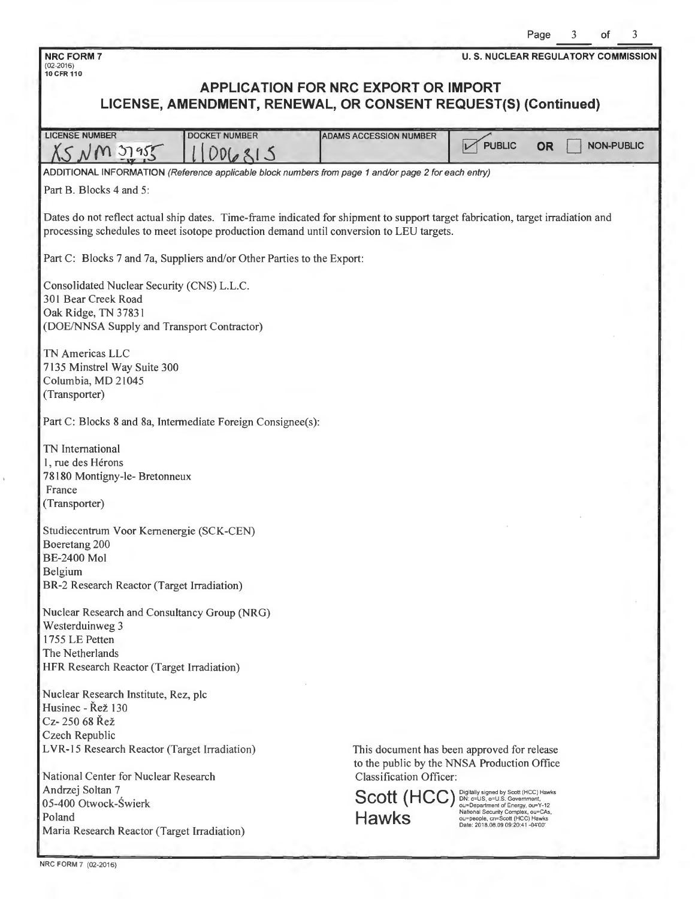NRC FORM 7
(02-2016)
10 CFR 110

U. S. NUCLEAR REGULATORY COMMISSION

# APPLICATION FOR NRC EXPORT OR IMPORT LICENSE, AMENDMENT, RENEWAL, OR CONSENT REQUEST(S) (Continued)

| LICENSE NUMBER | DOCKET NUMBER | ADAMS ACCESSION NUMBER | |
|---|---|---|---|
| XSNM 3795 | 11006815 | | ☑ PUBLIC OR ☐ NON-PUBLIC |

ADDITIONAL INFORMATION *(Reference applicable block numbers from page 1 and/or page 2 for each entry)*

Part B. Blocks 4 and 5:

Dates do not reflect actual ship dates. Time-frame indicated for shipment to support target fabrication, target irradiation and processing schedules to meet isotope production demand until conversion to LEU targets.

Part C: Blocks 7 and 7a, Suppliers and/or Other Parties to the Export:

Consolidated Nuclear Security (CNS) L.L.C.
301 Bear Creek Road
Oak Ridge, TN 37831
(DOE/NNSA Supply and Transport Contractor)

TN Americas LLC
7135 Minstrel Way Suite 300
Columbia, MD 21045
(Transporter)

Part C: Blocks 8 and 8a, Intermediate Foreign Consignee(s):

TN International
1, rue des Hérons
78180 Montigny-le- Bretonneux
France
(Transporter)

Studiecentrum Voor Kernenergie (SCK-CEN)
Boeretang 200
BE-2400 Mol
Belgium
BR-2 Research Reactor (Target Irradiation)

Nuclear Research and Consultancy Group (NRG)
Westerduinweg 3
1755 LE Petten
The Netherlands
HFR Research Reactor (Target Irradiation)

Nuclear Research Institute, Rez, plc
Husinec - Řež 130
Cz- 250 68 Řež
Czech Republic
LVR-15 Research Reactor (Target Irradiation)

National Center for Nuclear Research
Andrzej Soltan 7
05-400 Otwock-Świerk
Poland
Maria Research Reactor (Target Irradiation)

This document has been approved for release to the public by the NNSA Production Office Classification Officer:

Scott (HCC) Hawks
Digitally signed by Scott (HCC) Hawks
DN: c=US, o=U.S. Government, ou=Department of Energy, ou=Y-12 National Security Complex, ou=CAs, ou=people, cn=Scott (HCC) Hawks
Date: 2018.08.09 09:20:41 -04'00'

NRC FORM 7 (02-2016)